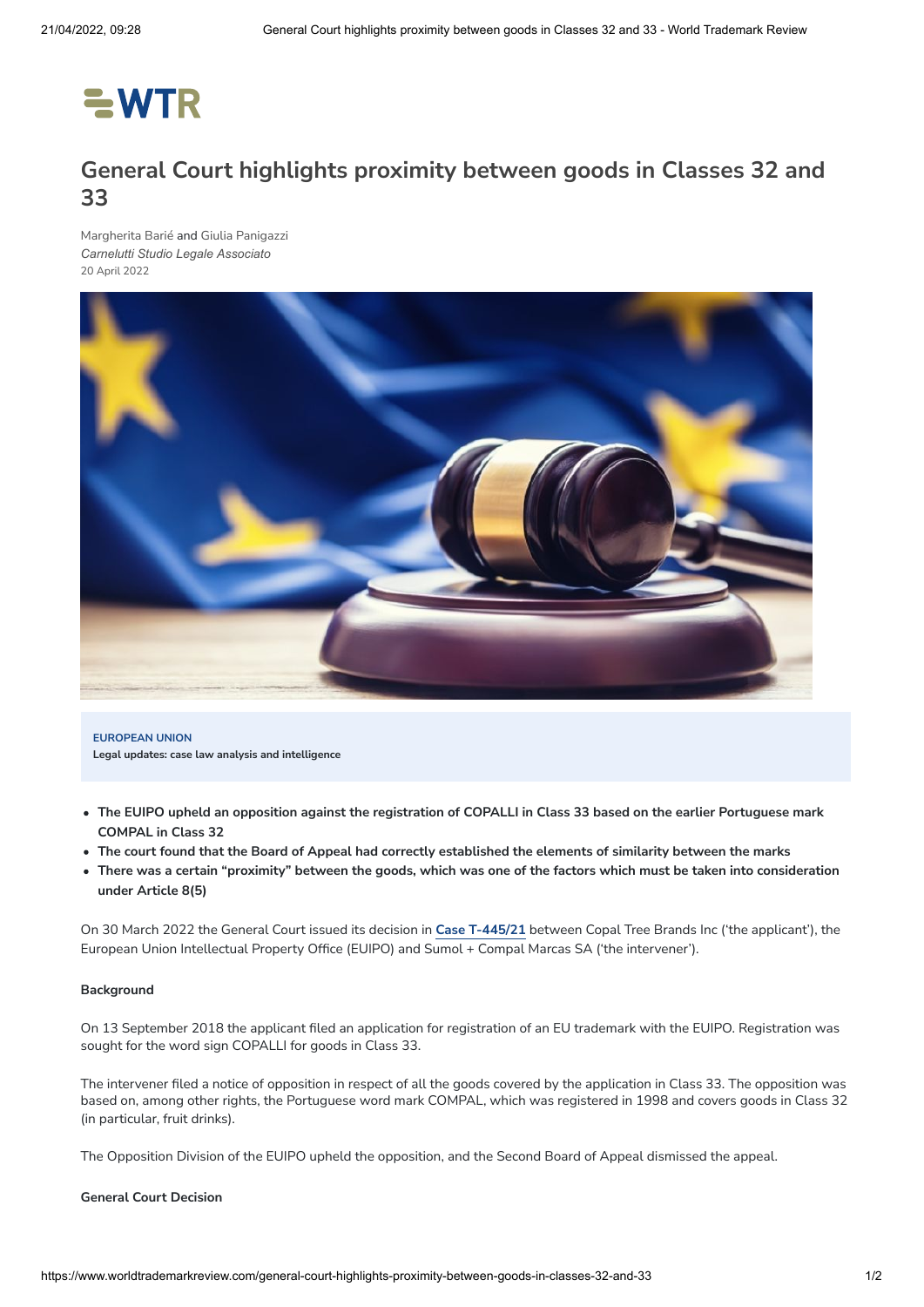# General Court highlights proximity between goods in Classes 32 and 33

Margherita Barié and Giulia Panigazzi
*Carnelutti Studio Legale Associato*
20 April 2022

**EUROPEAN UNION**
**Legal updates: case law analysis and intelligence**

- **The EUIPO upheld an opposition against the registration of COPALLI in Class 33 based on the earlier Portuguese mark COMPAL in Class 32**
- **The court found that the Board of Appeal had correctly established the elements of similarity between the marks**
- **There was a certain "proximity" between the goods, which was one of the factors which must be taken into consideration under Article 8(5)**

On 30 March 2022 the General Court issued its decision in **Case T-445/21** between Copal Tree Brands Inc ('the applicant'), the European Union Intellectual Property Office (EUIPO) and Sumol + Compal Marcas SA ('the intervener').

**Background**

On 13 September 2018 the applicant filed an application for registration of an EU trademark with the EUIPO. Registration was sought for the word sign COPALLI for goods in Class 33.

The intervener filed a notice of opposition in respect of all the goods covered by the application in Class 33. The opposition was based on, among other rights, the Portuguese word mark COMPAL, which was registered in 1998 and covers goods in Class 32 (in particular, fruit drinks).

The Opposition Division of the EUIPO upheld the opposition, and the Second Board of Appeal dismissed the appeal.

**General Court Decision**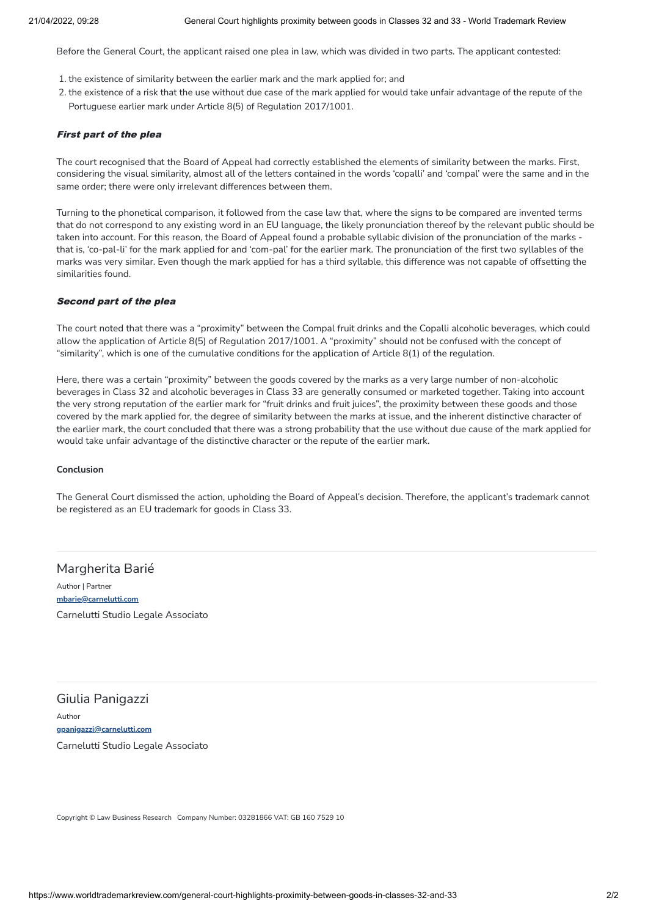Before the General Court, the applicant raised one plea in law, which was divided in two parts. The applicant contested:

1. the existence of similarity between the earlier mark and the mark applied for; and
2. the existence of a risk that the use without due case of the mark applied for would take unfair advantage of the repute of the Portuguese earlier mark under Article 8(5) of Regulation 2017/1001.

### *First part of the plea*

The court recognised that the Board of Appeal had correctly established the elements of similarity between the marks. First, considering the visual similarity, almost all of the letters contained in the words 'copalli' and 'compal' were the same and in the same order; there were only irrelevant differences between them.

Turning to the phonetical comparison, it followed from the case law that, where the signs to be compared are invented terms that do not correspond to any existing word in an EU language, the likely pronunciation thereof by the relevant public should be taken into account. For this reason, the Board of Appeal found a probable syllabic division of the pronunciation of the marks - that is, 'co-pal-li' for the mark applied for and 'com-pal' for the earlier mark. The pronunciation of the first two syllables of the marks was very similar. Even though the mark applied for has a third syllable, this difference was not capable of offsetting the similarities found.

### *Second part of the plea*

The court noted that there was a "proximity" between the Compal fruit drinks and the Copalli alcoholic beverages, which could allow the application of Article 8(5) of Regulation 2017/1001. A "proximity" should not be confused with the concept of "similarity", which is one of the cumulative conditions for the application of Article 8(1) of the regulation.

Here, there was a certain "proximity" between the goods covered by the marks as a very large number of non-alcoholic beverages in Class 32 and alcoholic beverages in Class 33 are generally consumed or marketed together. Taking into account the very strong reputation of the earlier mark for "fruit drinks and fruit juices", the proximity between these goods and those covered by the mark applied for, the degree of similarity between the marks at issue, and the inherent distinctive character of the earlier mark, the court concluded that there was a strong probability that the use without due cause of the mark applied for would take unfair advantage of the distinctive character or the repute of the earlier mark.

**Conclusion**

The General Court dismissed the action, upholding the Board of Appeal's decision. Therefore, the applicant's trademark cannot be registered as an EU trademark for goods in Class 33.

---

Margherita Barié

Author | Partner

mbarie@carnelutti.com

Carnelutti Studio Legale Associato

---

Giulia Panigazzi

Author

gpanigazzi@carnelutti.com

Carnelutti Studio Legale Associato

Copyright © Law Business Research Company Number: 03281866 VAT: GB 160 7529 10